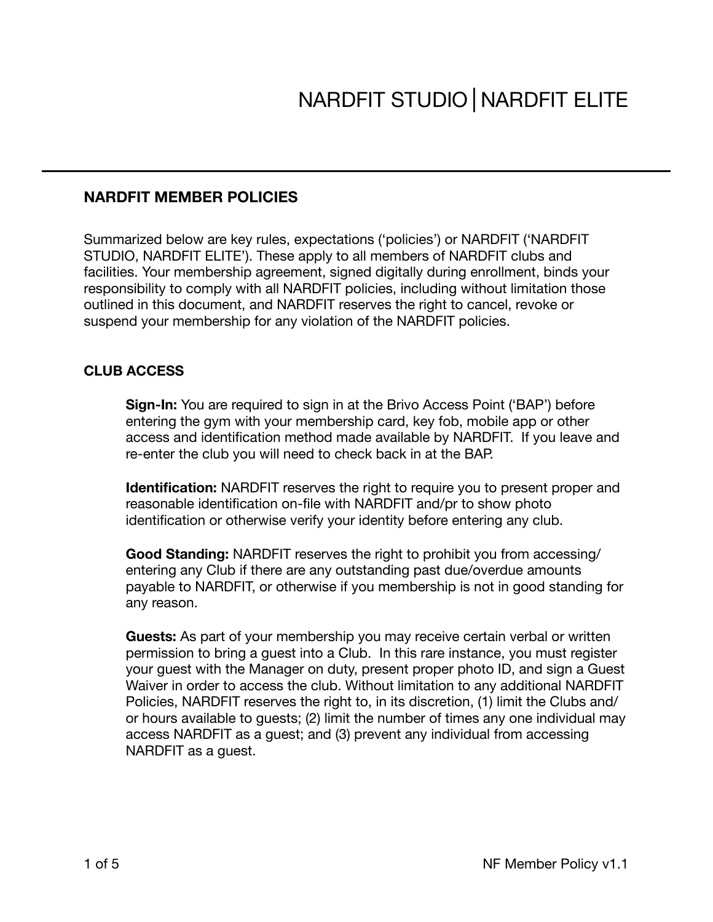# NARDFIT STUDIO | NARDFIT ELITE

## NARDFIT MEMBER POLICIES

Summarized below are key rules, expectations ('policies') or NARDFIT ('NARDFIT STUDIO, NARDFIT ELITE'). These apply to all members of NARDFIT clubs and facilities. Your membership agreement, signed digitally during enrollment, binds your responsibility to comply with all NARDFIT policies, including without limitation those outlined in this document, and NARDFIT reserves the right to cancel, revoke or suspend your membership for any violation of the NARDFIT policies.

## CLUB ACCESS

**Sign-In:** You are required to sign in at the Brivo Access Point ('BAP') before entering the gym with your membership card, key fob, mobile app or other access and identification method made available by NARDFIT. If you leave and re-enter the club you will need to check back in at the BAP.

**Identification:** NARDFIT reserves the right to require you to present proper and reasonable identification on-file with NARDFIT and/pr to show photo identification or otherwise verify your identity before entering any club.

**Good Standing:** NARDFIT reserves the right to prohibit you from accessing/ entering any Club if there are any outstanding past due/overdue amounts payable to NARDFIT, or otherwise if you membership is not in good standing for any reason.

**Guests:** As part of your membership you may receive certain verbal or written permission to bring a guest into a Club. In this rare instance, you must register your guest with the Manager on duty, present proper photo ID, and sign a Guest Waiver in order to access the club. Without limitation to any additional NARDFIT Policies, NARDFIT reserves the right to, in its discretion, (1) limit the Clubs and/ or hours available to guests; (2) limit the number of times any one individual may access NARDFIT as a guest; and (3) prevent any individual from accessing NARDFIT as a guest.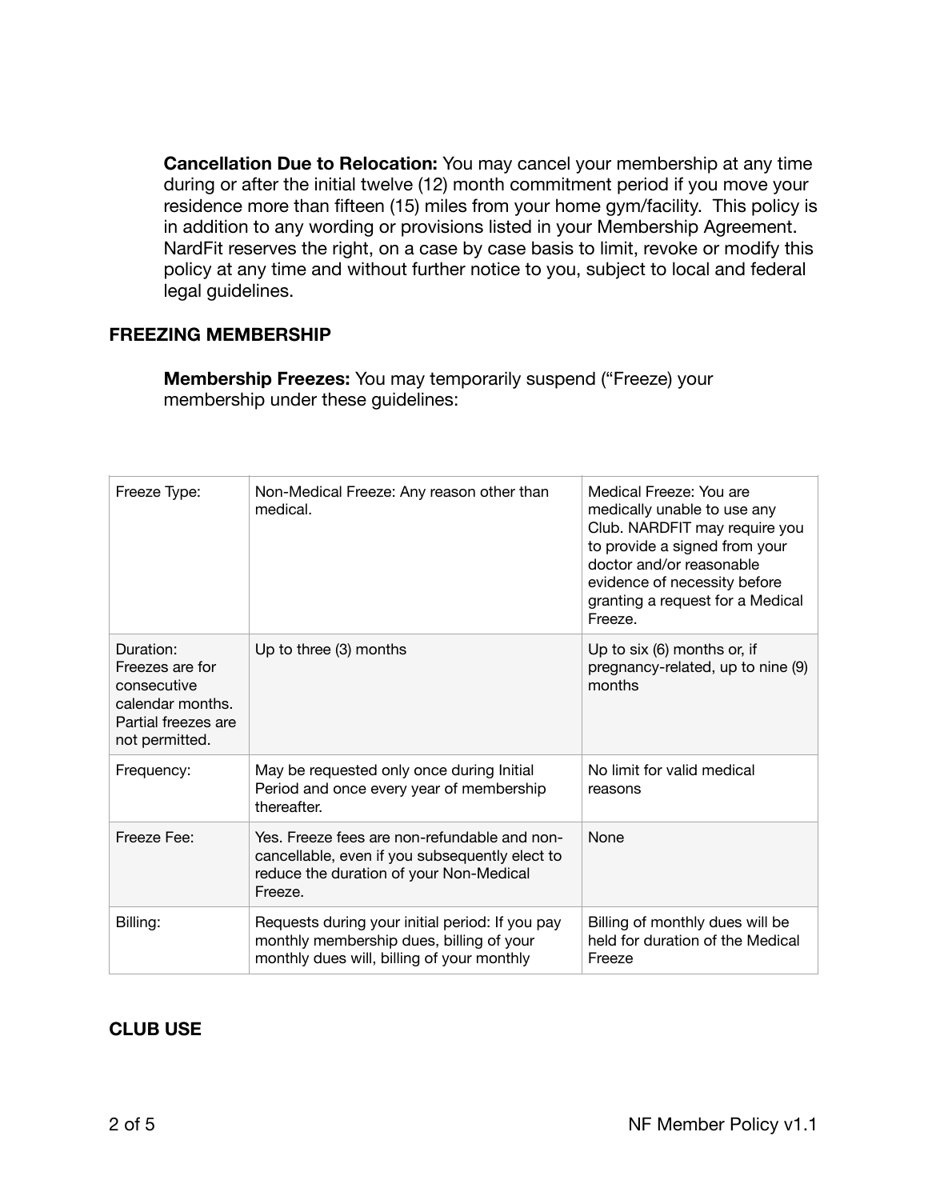**Cancellation Due to Relocation:** You may cancel your membership at any time during or after the initial twelve (12) month commitment period if you move your residence more than fifteen (15) miles from your home gym/facility. This policy is in addition to any wording or provisions listed in your Membership Agreement. NardFit reserves the right, on a case by case basis to limit, revoke or modify this policy at any time and without further notice to you, subject to local and federal legal guidelines.

## FREEZING MEMBERSHIP

**Membership Freezes:** You may temporarily suspend ("Freeze) your membership under these guidelines:

| Freeze Type: | Non-Medical Freeze: Any reason other than medical. | Medical Freeze: You are medically unable to use any Club. NARDFIT may require you to provide a signed from your doctor and/or reasonable evidence of necessity before granting a request for a Medical Freeze. |
|---|---|---|
| Duration: Freezes are for consecutive calendar months. Partial freezes are not permitted. | Up to three (3) months | Up to six (6) months or, if pregnancy-related, up to nine (9) months |
| Frequency: | May be requested only once during Initial Period and once every year of membership thereafter. | No limit for valid medical reasons |
| Freeze Fee: | Yes. Freeze fees are non-refundable and non-cancellable, even if you subsequently elect to reduce the duration of your Non-Medical Freeze. | None |
| Billing: | Requests during your initial period: If you pay monthly membership dues, billing of your monthly dues will, billing of your monthly | Billing of monthly dues will be held for duration of the Medical Freeze |

## CLUB USE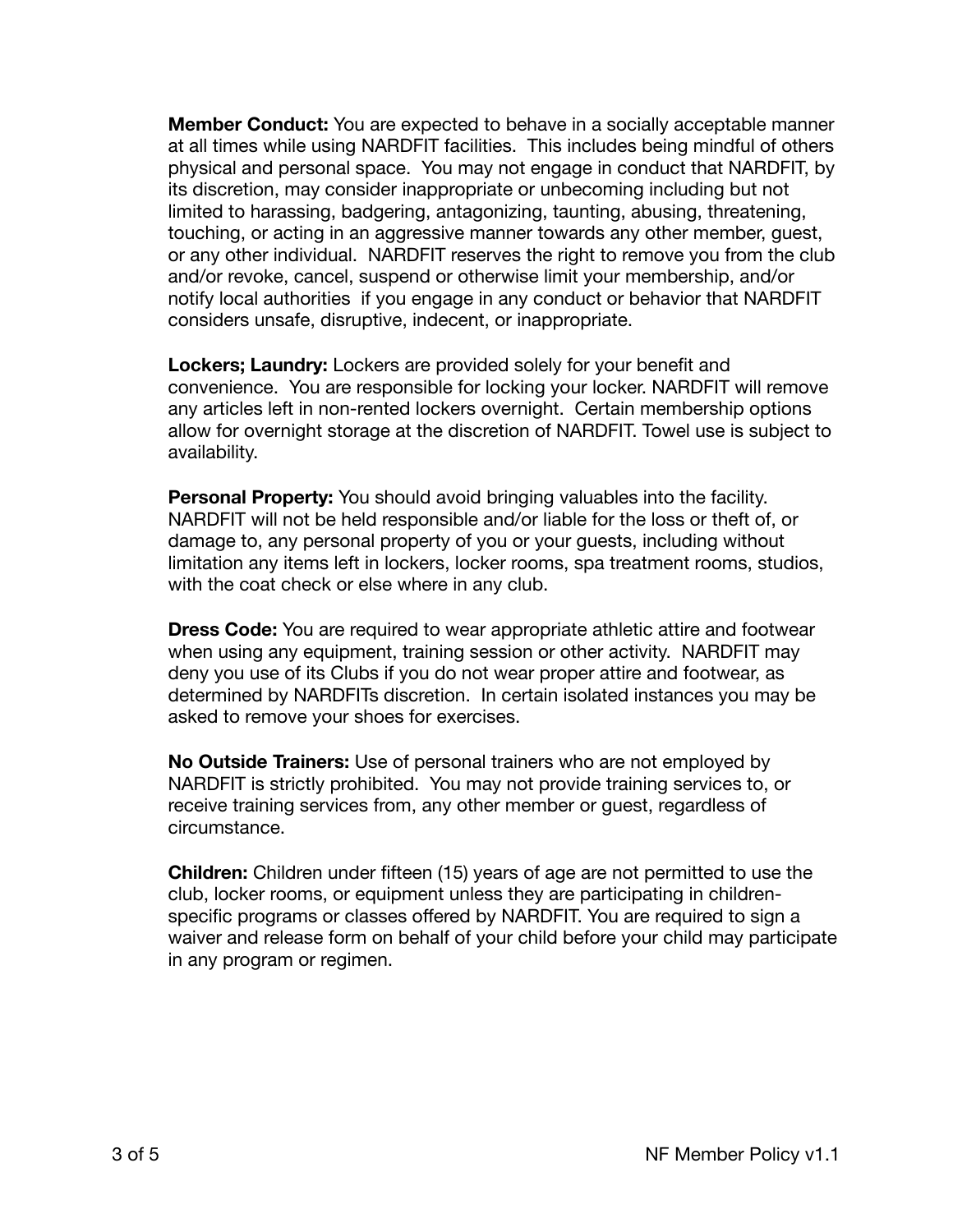**Member Conduct:** You are expected to behave in a socially acceptable manner at all times while using NARDFIT facilities. This includes being mindful of others physical and personal space. You may not engage in conduct that NARDFIT, by its discretion, may consider inappropriate or unbecoming including but not limited to harassing, badgering, antagonizing, taunting, abusing, threatening, touching, or acting in an aggressive manner towards any other member, guest, or any other individual. NARDFIT reserves the right to remove you from the club and/or revoke, cancel, suspend or otherwise limit your membership, and/or notify local authorities if you engage in any conduct or behavior that NARDFIT considers unsafe, disruptive, indecent, or inappropriate.

**Lockers; Laundry:** Lockers are provided solely for your benefit and convenience. You are responsible for locking your locker. NARDFIT will remove any articles left in non-rented lockers overnight. Certain membership options allow for overnight storage at the discretion of NARDFIT. Towel use is subject to availability.

**Personal Property:** You should avoid bringing valuables into the facility. NARDFIT will not be held responsible and/or liable for the loss or theft of, or damage to, any personal property of you or your guests, including without limitation any items left in lockers, locker rooms, spa treatment rooms, studios, with the coat check or else where in any club.

**Dress Code:** You are required to wear appropriate athletic attire and footwear when using any equipment, training session or other activity. NARDFIT may deny you use of its Clubs if you do not wear proper attire and footwear, as determined by NARDFITs discretion. In certain isolated instances you may be asked to remove your shoes for exercises.

**No Outside Trainers:** Use of personal trainers who are not employed by NARDFIT is strictly prohibited. You may not provide training services to, or receive training services from, any other member or guest, regardless of circumstance.

**Children:** Children under fifteen (15) years of age are not permitted to use the club, locker rooms, or equipment unless they are participating in children-specific programs or classes offered by NARDFIT. You are required to sign a waiver and release form on behalf of your child before your child may participate in any program or regimen.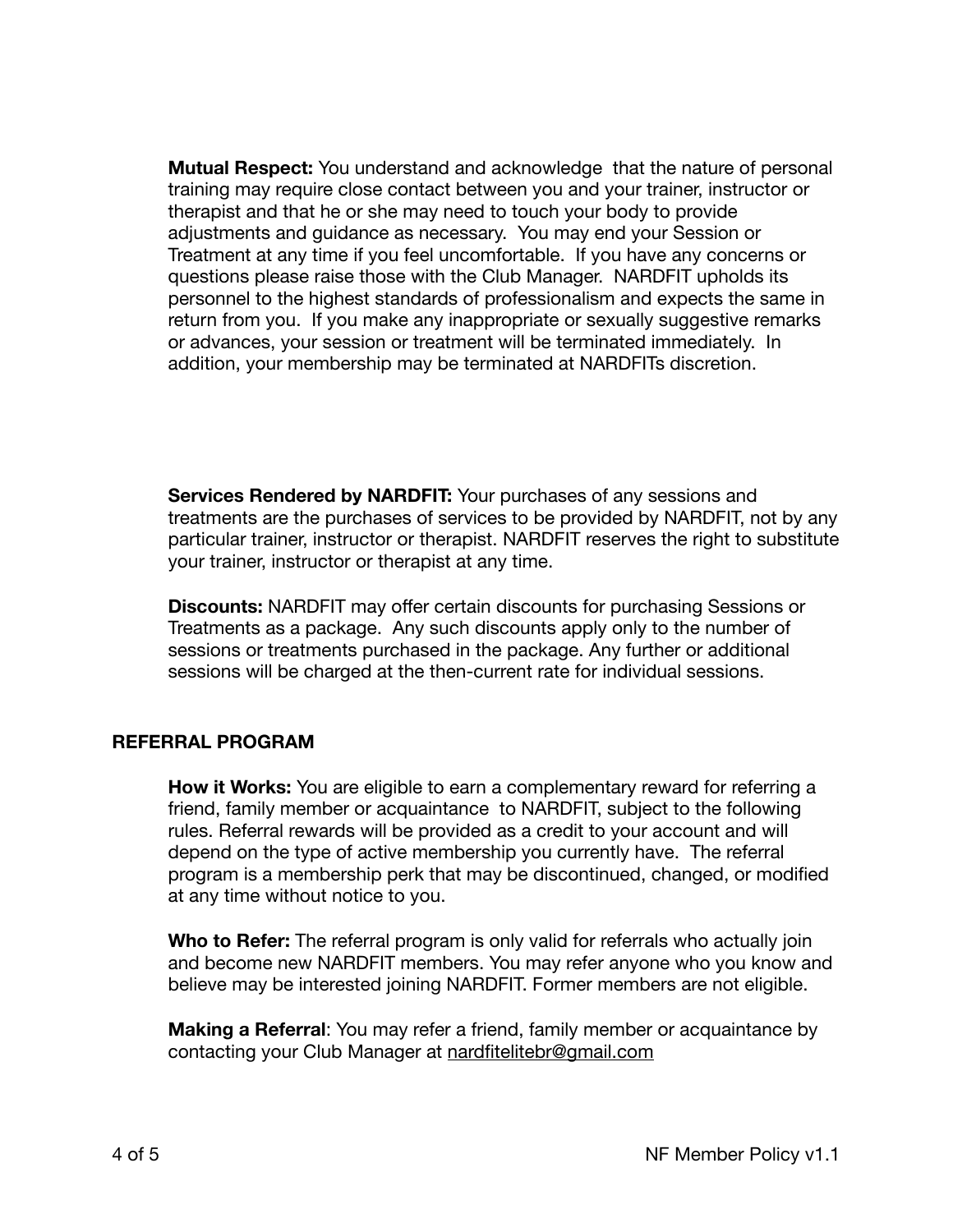**Mutual Respect:** You understand and acknowledge  that the nature of personal training may require close contact between you and your trainer, instructor or therapist and that he or she may need to touch your body to provide adjustments and guidance as necessary.  You may end your Session or Treatment at any time if you feel uncomfortable.  If you have any concerns or questions please raise those with the Club Manager.  NARDFIT upholds its personnel to the highest standards of professionalism and expects the same in return from you.  If you make any inappropriate or sexually suggestive remarks or advances, your session or treatment will be terminated immediately.  In addition, your membership may be terminated at NARDFITs discretion.

**Services Rendered by NARDFIT:** Your purchases of any sessions and treatments are the purchases of services to be provided by NARDFIT, not by any particular trainer, instructor or therapist. NARDFIT reserves the right to substitute your trainer, instructor or therapist at any time.

**Discounts:** NARDFIT may offer certain discounts for purchasing Sessions or Treatments as a package.  Any such discounts apply only to the number of sessions or treatments purchased in the package. Any further or additional sessions will be charged at the then-current rate for individual sessions.

## REFERRAL PROGRAM

**How it Works:** You are eligible to earn a complementary reward for referring a friend, family member or acquaintance  to NARDFIT, subject to the following rules. Referral rewards will be provided as a credit to your account and will depend on the type of active membership you currently have.  The referral program is a membership perk that may be discontinued, changed, or modified at any time without notice to you.

**Who to Refer:** The referral program is only valid for referrals who actually join and become new NARDFIT members. You may refer anyone who you know and believe may be interested joining NARDFIT. Former members are not eligible.

**Making a Referral**: You may refer a friend, family member or acquaintance by contacting your Club Manager at nardfitelitebr@gmail.com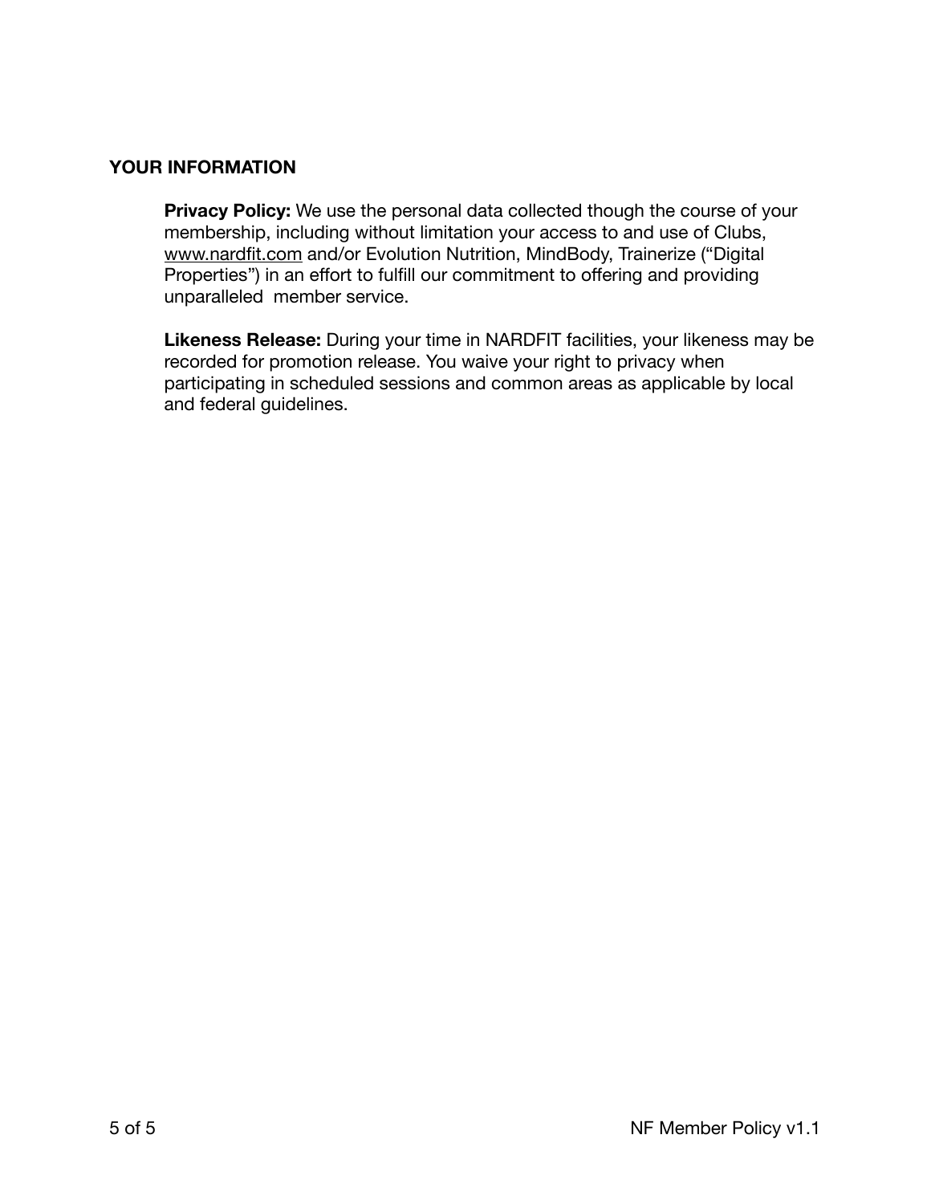## YOUR INFORMATION

**Privacy Policy:** We use the personal data collected though the course of your membership, including without limitation your access to and use of Clubs, www.nardfit.com and/or Evolution Nutrition, MindBody, Trainerize ("Digital Properties") in an effort to fulfill our commitment to offering and providing unparalleled member service.

**Likeness Release:** During your time in NARDFIT facilities, your likeness may be recorded for promotion release. You waive your right to privacy when participating in scheduled sessions and common areas as applicable by local and federal guidelines.